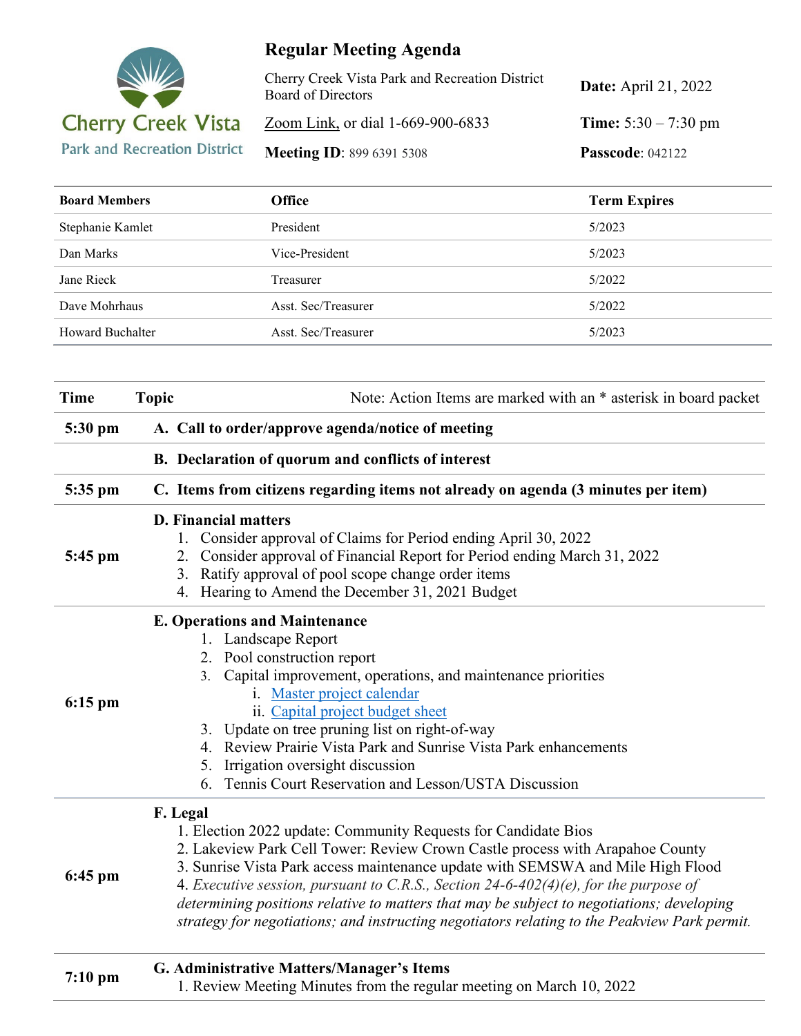Cherry Creek Vista
Park and Recreation District

# Regular Meeting Agenda

Cherry Creek Vista Park and Recreation District Board of Directors

**Date:** April 21, 2022

Zoom Link, or dial 1-669-900-6833

**Time:** 5:30 – 7:30 pm

**Meeting ID**: 899 6391 5308

**Passcode**: 042122

| Board Members | Office | Term Expires |
|---|---|---|
| Stephanie Kamlet | President | 5/2023 |
| Dan Marks | Vice-President | 5/2023 |
| Jane Rieck | Treasurer | 5/2022 |
| Dave Mohrhaus | Asst. Sec/Treasurer | 5/2022 |
| Howard Buchalter | Asst. Sec/Treasurer | 5/2023 |

| Time | Topic (Note: Action Items are marked with an * asterisk in board packet) |
|---|---|
| 5:30 pm | **A. Call to order/approve agenda/notice of meeting** |
| | **B. Declaration of quorum and conflicts of interest** |
| 5:35 pm | **C. Items from citizens regarding items not already on agenda (3 minutes per item)** |
| 5:45 pm | **D. Financial matters**<br>1. Consider approval of Claims for Period ending April 30, 2022<br>2. Consider approval of Financial Report for Period ending March 31, 2022<br>3. Ratify approval of pool scope change order items<br>4. Hearing to Amend the December 31, 2021 Budget |
| 6:15 pm | **E. Operations and Maintenance**<br>1. Landscape Report<br>2. Pool construction report<br>3. Capital improvement, operations, and maintenance priorities<br>i. Master project calendar<br>ii. Capital project budget sheet<br>3. Update on tree pruning list on right-of-way<br>4. Review Prairie Vista Park and Sunrise Vista Park enhancements<br>5. Irrigation oversight discussion<br>6. Tennis Court Reservation and Lesson/USTA Discussion |
| 6:45 pm | **F. Legal**<br>1. Election 2022 update: Community Requests for Candidate Bios<br>2. Lakeview Park Cell Tower: Review Crown Castle process with Arapahoe County<br>3. Sunrise Vista Park access maintenance update with SEMSWA and Mile High Flood<br>4. *Executive session, pursuant to C.R.S., Section 24-6-402(4)(e), for the purpose of determining positions relative to matters that may be subject to negotiations; developing strategy for negotiations; and instructing negotiators relating to the Peakview Park permit.* |
| 7:10 pm | **G. Administrative Matters/Manager's Items**<br>1. Review Meeting Minutes from the regular meeting on March 10, 2022 |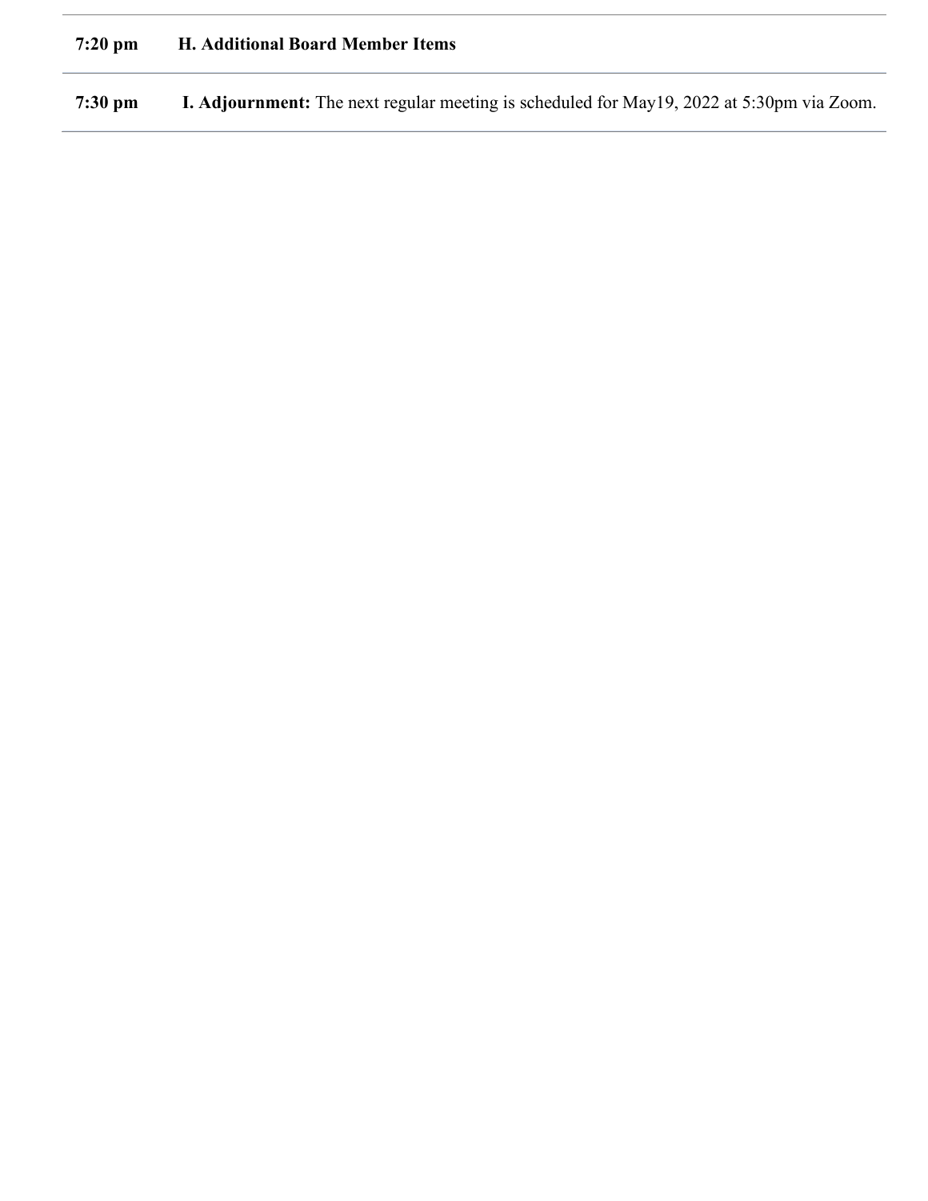| | |
| --- | --- |
| **7:20 pm** | **H. Additional Board Member Items** |
| **7:30 pm** | **I. Adjournment:** The next regular meeting is scheduled for May19, 2022 at 5:30pm via Zoom. |